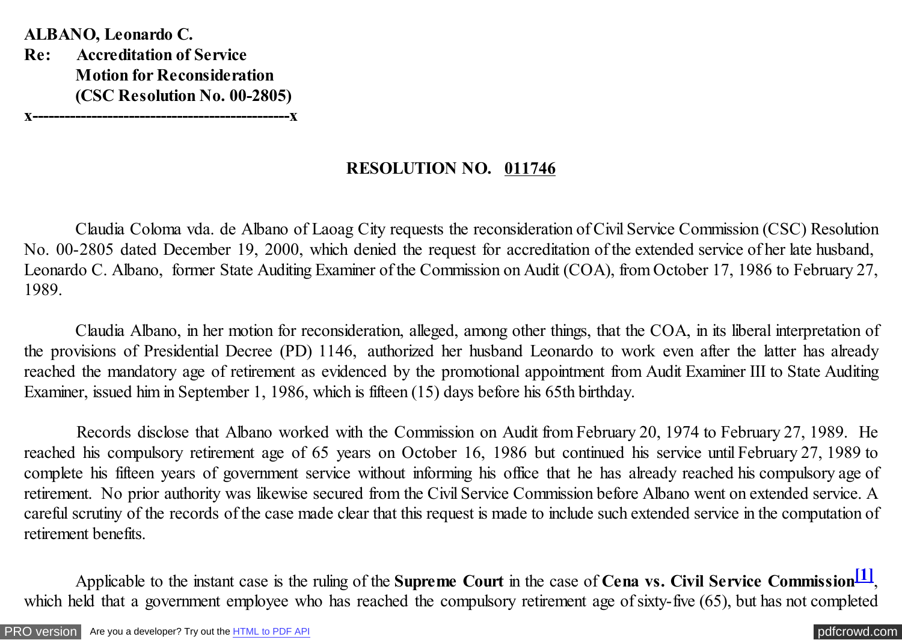**ALBANO, Leonardo C.**
**Re: Accreditation of Service**
**Motion for Reconsideration**
**(CSC Resolution No. 00-2805)**
**x-----------------------------------------------x**

**RESOLUTION NO. 011746**

Claudia Coloma vda. de Albano of Laoag City requests the reconsideration of Civil Service Commission (CSC) Resolution No. 00-2805 dated December 19, 2000, which denied the request for accreditation of the extended service of her late husband, Leonardo C. Albano, former State Auditing Examiner of the Commission on Audit (COA), from October 17, 1986 to February 27, 1989.

Claudia Albano, in her motion for reconsideration, alleged, among other things, that the COA, in its liberal interpretation of the provisions of Presidential Decree (PD) 1146, authorized her husband Leonardo to work even after the latter has already reached the mandatory age of retirement as evidenced by the promotional appointment from Audit Examiner III to State Auditing Examiner, issued him in September 1, 1986, which is fifteen (15) days before his 65th birthday.

Records disclose that Albano worked with the Commission on Audit from February 20, 1974 to February 27, 1989. He reached his compulsory retirement age of 65 years on October 16, 1986 but continued his service until February 27, 1989 to complete his fifteen years of government service without informing his office that he has already reached his compulsory age of retirement. No prior authority was likewise secured from the Civil Service Commission before Albano went on extended service. A careful scrutiny of the records of the case made clear that this request is made to include such extended service in the computation of retirement benefits.

Applicable to the instant case is the ruling of the **Supreme Court** in the case of **Cena vs. Civil Service Commission**[1], which held that a government employee who has reached the compulsory retirement age of sixty-five (65), but has not completed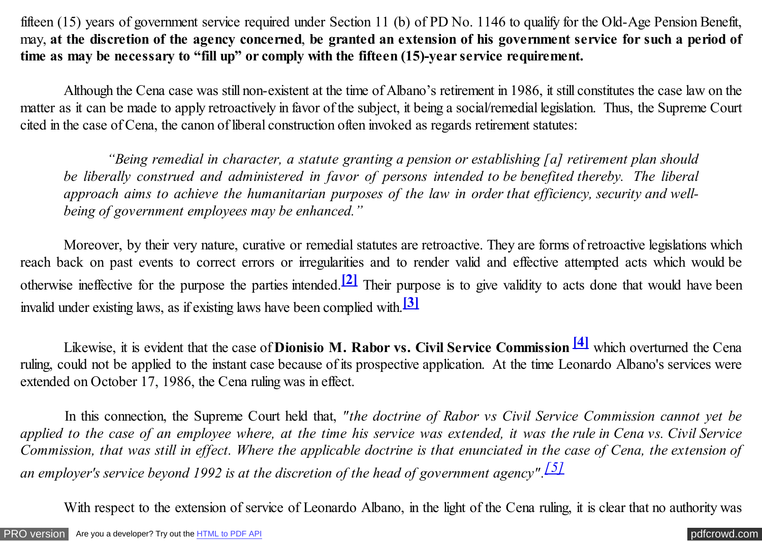fifteen (15) years of government service required under Section 11 (b) of PD No. 1146 to qualify for the Old-Age Pension Benefit, may, **at the discretion of the agency concerned**, **be granted an extension of his government service for such a period of time as may be necessary to "fill up" or comply with the fifteen (15)-year service requirement.**

Although the Cena case was still non-existent at the time of Albano's retirement in 1986, it still constitutes the case law on the matter as it can be made to apply retroactively in favor of the subject, it being a social/remedial legislation. Thus, the Supreme Court cited in the case of Cena, the canon of liberal construction often invoked as regards retirement statutes:

> *"Being remedial in character, a statute granting a pension or establishing [a] retirement plan should be liberally construed and administered in favor of persons intended to be benefited thereby. The liberal approach aims to achieve the humanitarian purposes of the law in order that efficiency, security and well-being of government employees may be enhanced."*

Moreover, by their very nature, curative or remedial statutes are retroactive. They are forms of retroactive legislations which reach back on past events to correct errors or irregularities and to render valid and effective attempted acts which would be otherwise ineffective for the purpose the parties intended.[2] Their purpose is to give validity to acts done that would have been invalid under existing laws, as if existing laws have been complied with.[3]

Likewise, it is evident that the case of **Dionisio M. Rabor vs. Civil Service Commission** [4] which overturned the Cena ruling, could not be applied to the instant case because of its prospective application. At the time Leonardo Albano's services were extended on October 17, 1986, the Cena ruling was in effect.

In this connection, the Supreme Court held that, *"the doctrine of Rabor vs Civil Service Commission cannot yet be applied to the case of an employee where, at the time his service was extended, it was the rule in Cena vs. Civil Service Commission, that was still in effect. Where the applicable doctrine is that enunciated in the case of Cena, the extension of an employer's service beyond 1992 is at the discretion of the head of government agency".*[5]

With respect to the extension of service of Leonardo Albano, in the light of the Cena ruling, it is clear that no authority was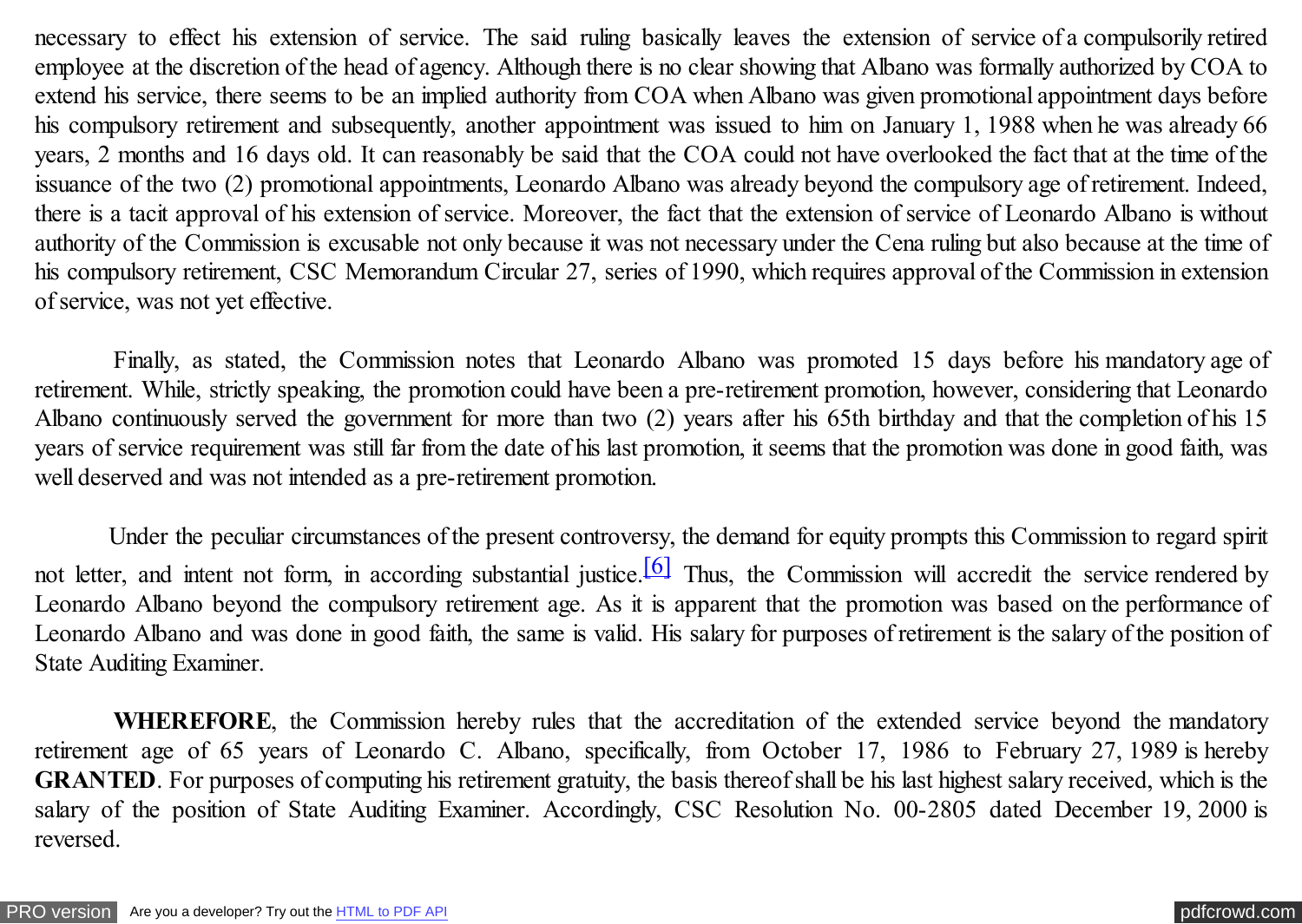necessary to effect his extension of service. The said ruling basically leaves the extension of service of a compulsorily retired employee at the discretion of the head of agency. Although there is no clear showing that Albano was formally authorized by COA to extend his service, there seems to be an implied authority from COA when Albano was given promotional appointment days before his compulsory retirement and subsequently, another appointment was issued to him on January 1, 1988 when he was already 66 years, 2 months and 16 days old. It can reasonably be said that the COA could not have overlooked the fact that at the time of the issuance of the two (2) promotional appointments, Leonardo Albano was already beyond the compulsory age of retirement. Indeed, there is a tacit approval of his extension of service. Moreover, the fact that the extension of service of Leonardo Albano is without authority of the Commission is excusable not only because it was not necessary under the Cena ruling but also because at the time of his compulsory retirement, CSC Memorandum Circular 27, series of 1990, which requires approval of the Commission in extension of service, was not yet effective.

Finally, as stated, the Commission notes that Leonardo Albano was promoted 15 days before his mandatory age of retirement. While, strictly speaking, the promotion could have been a pre-retirement promotion, however, considering that Leonardo Albano continuously served the government for more than two (2) years after his 65th birthday and that the completion of his 15 years of service requirement was still far from the date of his last promotion, it seems that the promotion was done in good faith, was well deserved and was not intended as a pre-retirement promotion.

Under the peculiar circumstances of the present controversy, the demand for equity prompts this Commission to regard spirit not letter, and intent not form, in according substantial justice.[6] Thus, the Commission will accredit the service rendered by Leonardo Albano beyond the compulsory retirement age. As it is apparent that the promotion was based on the performance of Leonardo Albano and was done in good faith, the same is valid. His salary for purposes of retirement is the salary of the position of State Auditing Examiner.

**WHEREFORE**, the Commission hereby rules that the accreditation of the extended service beyond the mandatory retirement age of 65 years of Leonardo C. Albano, specifically, from October 17, 1986 to February 27, 1989 is hereby **GRANTED**. For purposes of computing his retirement gratuity, the basis thereof shall be his last highest salary received, which is the salary of the position of State Auditing Examiner. Accordingly, CSC Resolution No. 00-2805 dated December 19, 2000 is reversed.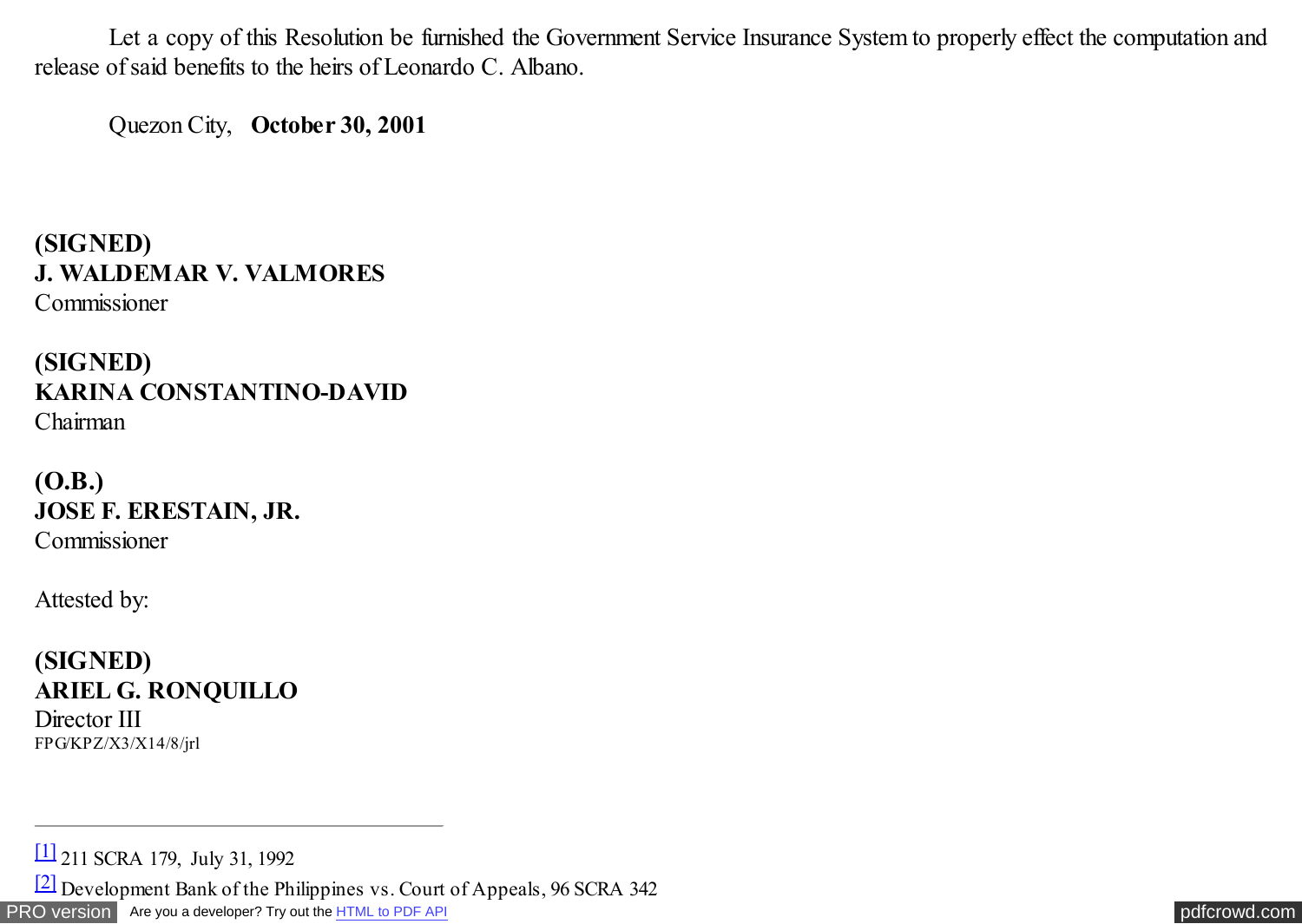Let a copy of this Resolution be furnished the Government Service Insurance System to properly effect the computation and release of said benefits to the heirs of Leonardo C. Albano.

Quezon City, **October 30, 2001**

**(SIGNED)**
**J. WALDEMAR V. VALMORES**
Commissioner

**(SIGNED)**
**KARINA CONSTANTINO-DAVID**
Chairman

**(O.B.)**
**JOSE F. ERESTAIN, JR.**
Commissioner

Attested by:

**(SIGNED)**
**ARIEL G. RONQUILLO**
Director III
FPG/KPZ/X3/X14/8/jrl

---

[1] 211 SCRA 179, July 31, 1992

[2] Development Bank of the Philippines vs. Court of Appeals, 96 SCRA 342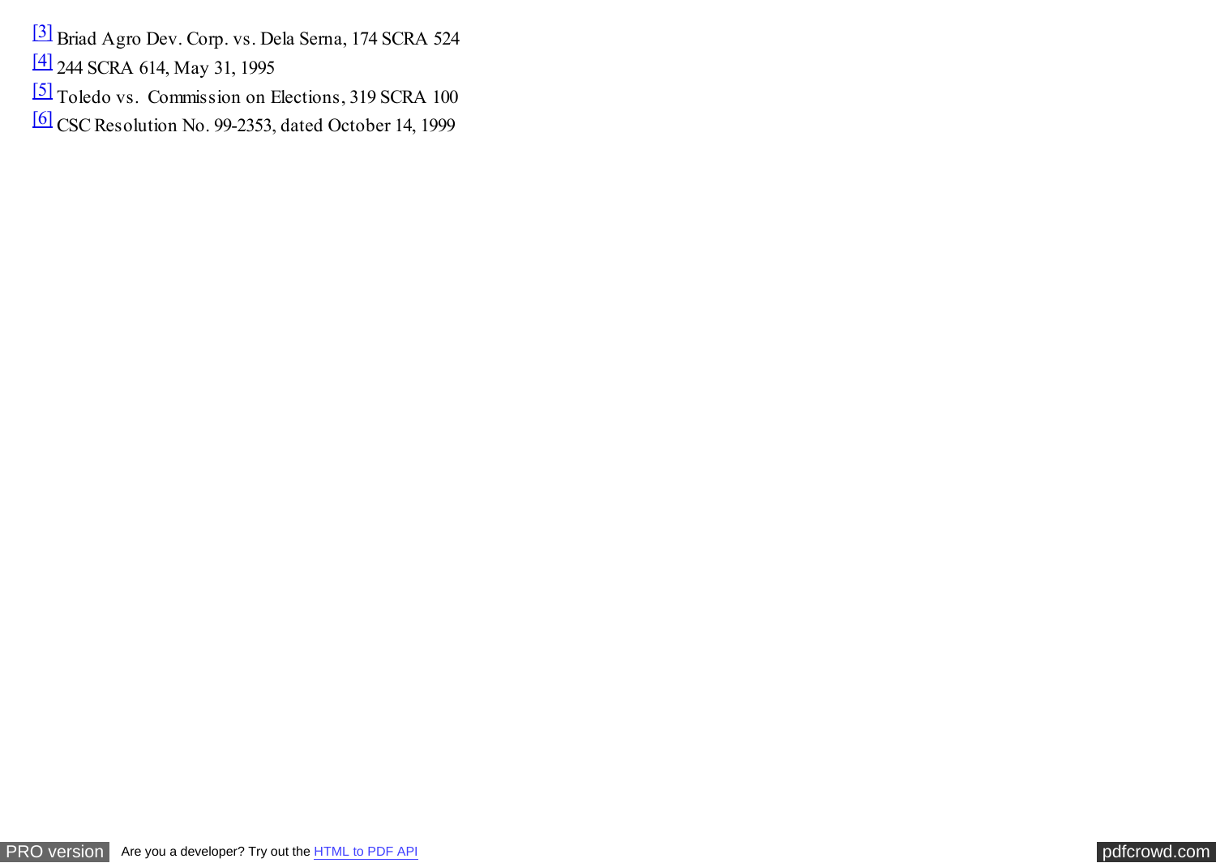[3] Briad Agro Dev. Corp. vs. Dela Serna, 174 SCRA 524

[4] 244 SCRA 614, May 31, 1995

[5] Toledo vs. Commission on Elections, 319 SCRA 100

[6] CSC Resolution No. 99-2353, dated October 14, 1999